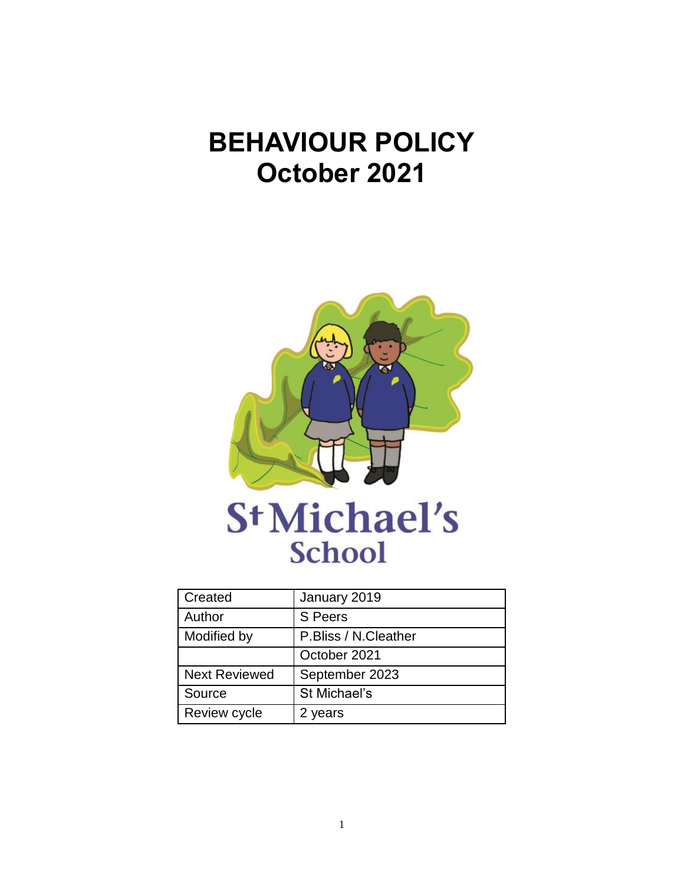# BEHAVIOUR POLICY
# October 2021

St Michael's School

| Created | January 2019 |
|---|---|
| Author | S Peers |
| Modified by | P.Bliss / N.Cleather |
| | October 2021 |
| Next Reviewed | September 2023 |
| Source | St Michael's |
| Review cycle | 2 years |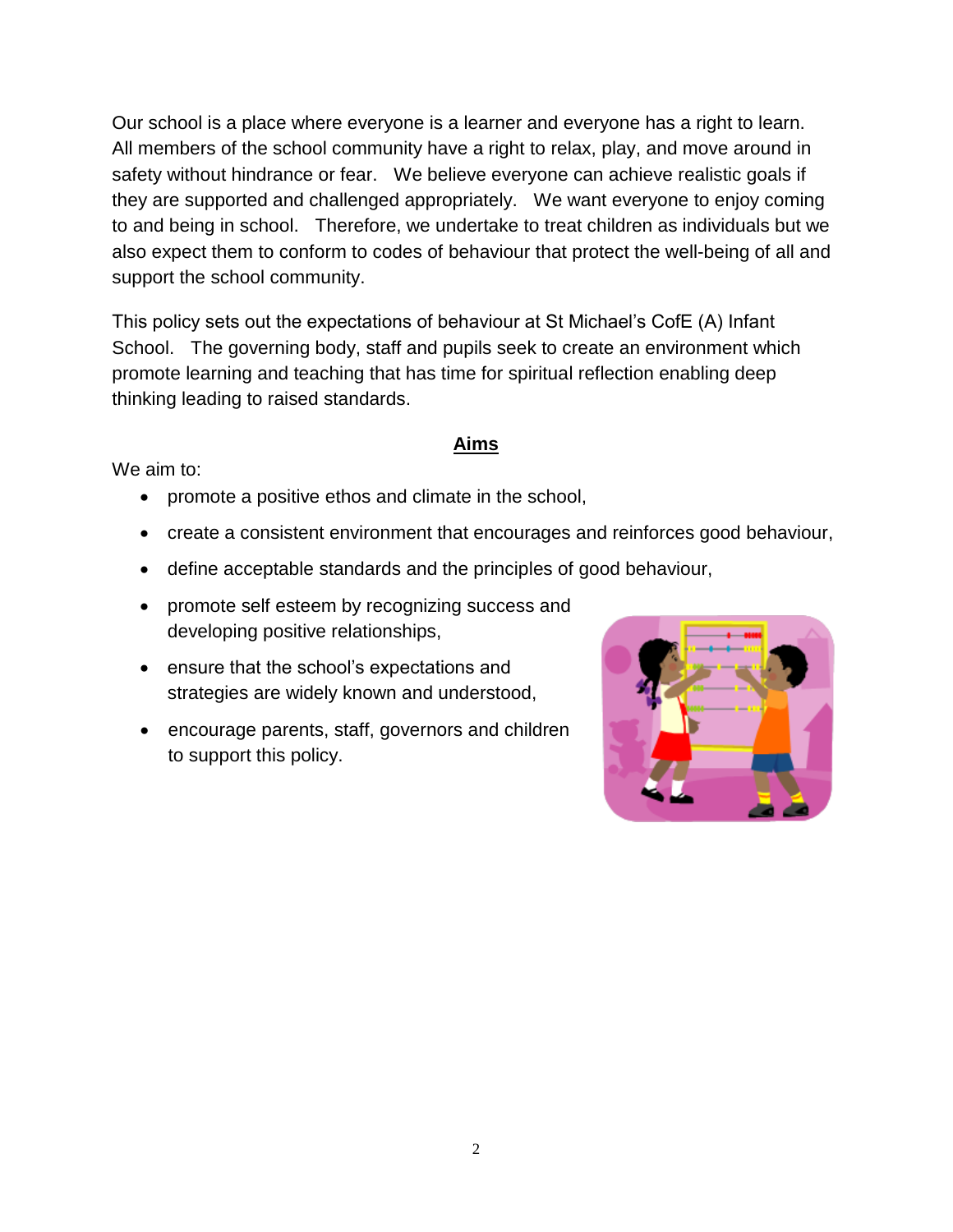Our school is a place where everyone is a learner and everyone has a right to learn. All members of the school community have a right to relax, play, and move around in safety without hindrance or fear. We believe everyone can achieve realistic goals if they are supported and challenged appropriately. We want everyone to enjoy coming to and being in school. Therefore, we undertake to treat children as individuals but we also expect them to conform to codes of behaviour that protect the well-being of all and support the school community.

This policy sets out the expectations of behaviour at St Michael's CofE (A) Infant School. The governing body, staff and pupils seek to create an environment which promote learning and teaching that has time for spiritual reflection enabling deep thinking leading to raised standards.

## Aims

We aim to:

- promote a positive ethos and climate in the school,
- create a consistent environment that encourages and reinforces good behaviour,
- define acceptable standards and the principles of good behaviour,
- promote self esteem by recognizing success and developing positive relationships,
- ensure that the school's expectations and strategies are widely known and understood,
- encourage parents, staff, governors and children to support this policy.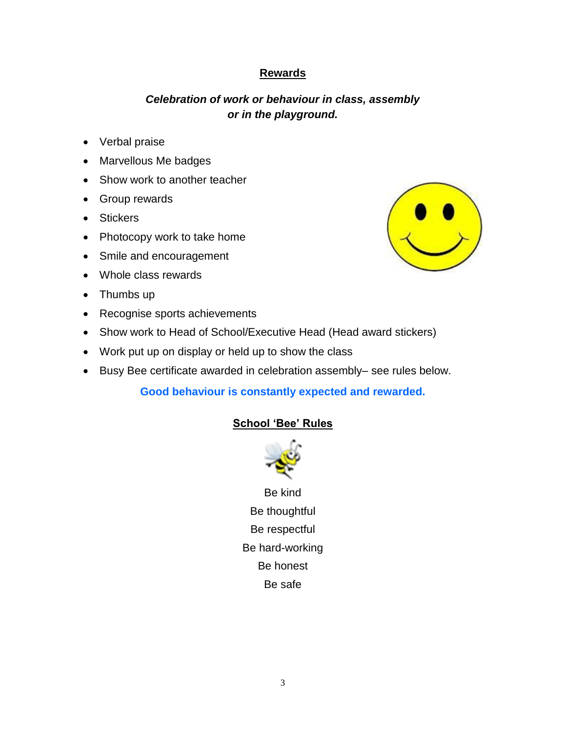## Rewards

***Celebration of work or behaviour in class, assembly or in the playground.***

- Verbal praise
- Marvellous Me badges
- Show work to another teacher
- Group rewards
- Stickers
- Photocopy work to take home
- Smile and encouragement
- Whole class rewards
- Thumbs up
- Recognise sports achievements
- Show work to Head of School/Executive Head (Head award stickers)
- Work put up on display or held up to show the class
- Busy Bee certificate awarded in celebration assembly– see rules below.

**Good behaviour is constantly expected and rewarded.**

## School 'Bee' Rules

Be kind
Be thoughtful
Be respectful
Be hard-working
Be honest
Be safe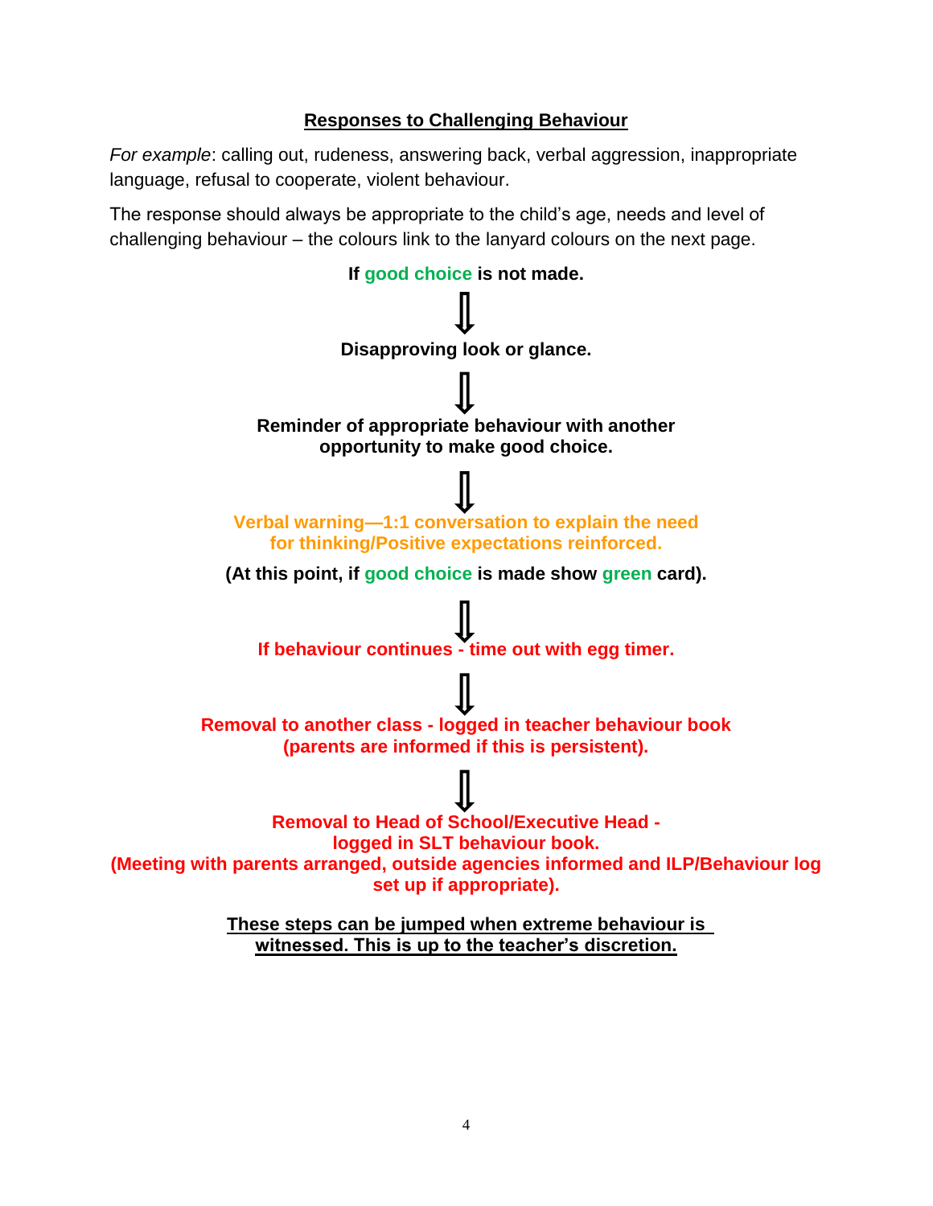## Responses to Challenging Behaviour

*For example*: calling out, rudeness, answering back, verbal aggression, inappropriate language, refusal to cooperate, violent behaviour.

The response should always be appropriate to the child's age, needs and level of challenging behaviour – the colours link to the lanyard colours on the next page.

**If good choice is not made.**

⇩

**Disapproving look or glance.**

⇩

**Reminder of appropriate behaviour with another opportunity to make good choice.**

⇩

**Verbal warning—1:1 conversation to explain the need for thinking/Positive expectations reinforced.**

**(At this point, if good choice is made show green card).**

⇩

**If behaviour continues - time out with egg timer.**

⇩

**Removal to another class - logged in teacher behaviour book (parents are informed if this is persistent).**

⇩

**Removal to Head of School/Executive Head - logged in SLT behaviour book.**
**(Meeting with parents arranged, outside agencies informed and ILP/Behaviour log set up if appropriate).**

**These steps can be jumped when extreme behaviour is witnessed. This is up to the teacher's discretion.**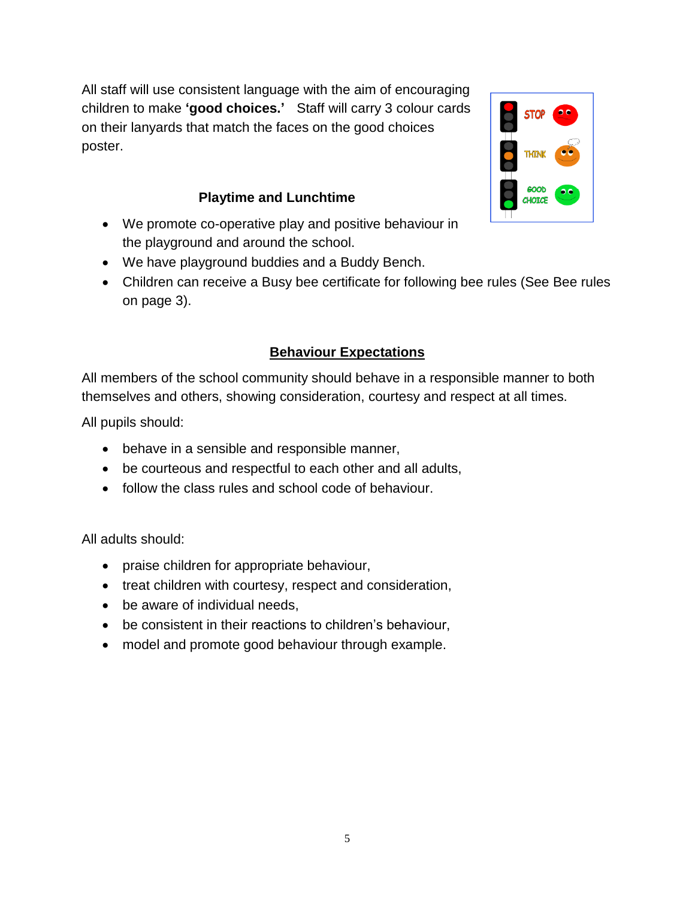All staff will use consistent language with the aim of encouraging children to make **'good choices.'** Staff will carry 3 colour cards on their lanyards that match the faces on the good choices poster.

### Playtime and Lunchtime

- We promote co-operative play and positive behaviour in the playground and around the school.
- We have playground buddies and a Buddy Bench.
- Children can receive a Busy bee certificate for following bee rules (See Bee rules on page 3).

## Behaviour Expectations

All members of the school community should behave in a responsible manner to both themselves and others, showing consideration, courtesy and respect at all times.

All pupils should:

- behave in a sensible and responsible manner,
- be courteous and respectful to each other and all adults,
- follow the class rules and school code of behaviour.

All adults should:

- praise children for appropriate behaviour,
- treat children with courtesy, respect and consideration,
- be aware of individual needs,
- be consistent in their reactions to children's behaviour,
- model and promote good behaviour through example.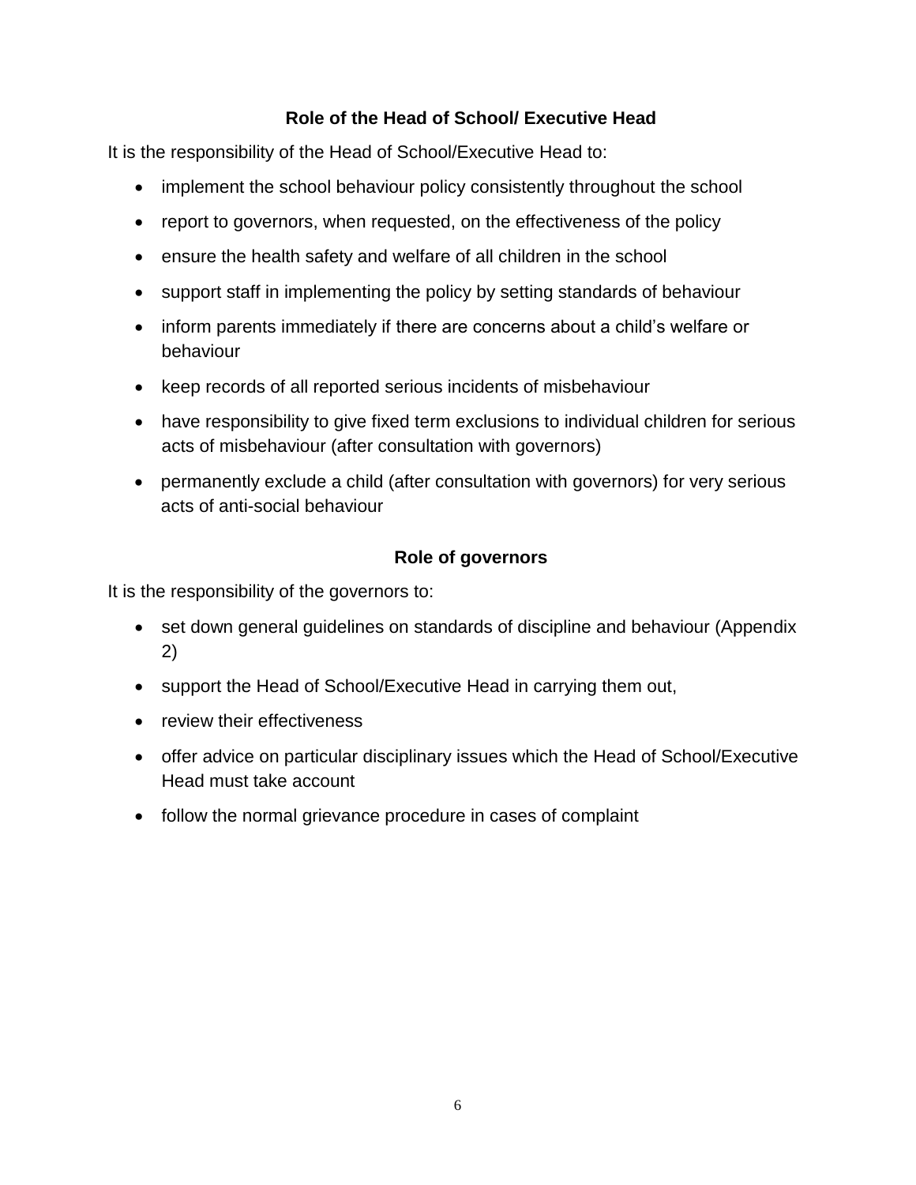## Role of the Head of School/ Executive Head

It is the responsibility of the Head of School/Executive Head to:

- implement the school behaviour policy consistently throughout the school
- report to governors, when requested, on the effectiveness of the policy
- ensure the health safety and welfare of all children in the school
- support staff in implementing the policy by setting standards of behaviour
- inform parents immediately if there are concerns about a child's welfare or behaviour
- keep records of all reported serious incidents of misbehaviour
- have responsibility to give fixed term exclusions to individual children for serious acts of misbehaviour (after consultation with governors)
- permanently exclude a child (after consultation with governors) for very serious acts of anti-social behaviour

## Role of governors

It is the responsibility of the governors to:

- set down general guidelines on standards of discipline and behaviour (Appendix 2)
- support the Head of School/Executive Head in carrying them out,
- review their effectiveness
- offer advice on particular disciplinary issues which the Head of School/Executive Head must take account
- follow the normal grievance procedure in cases of complaint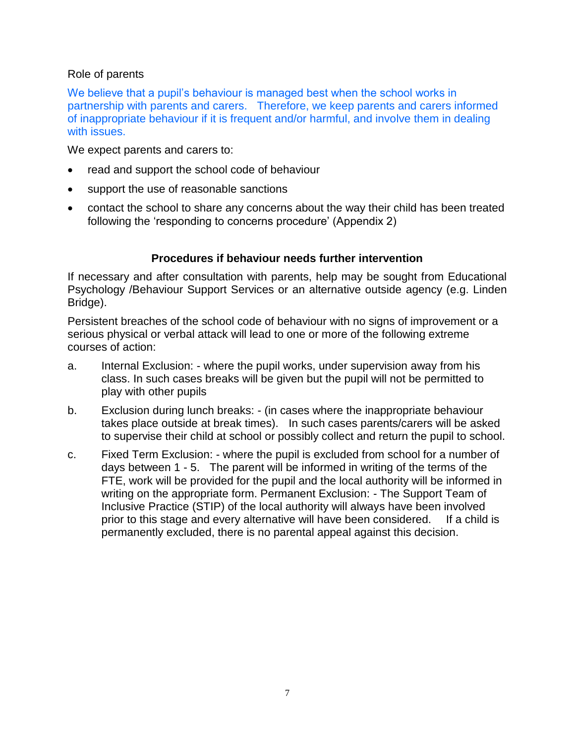Role of parents

We believe that a pupil's behaviour is managed best when the school works in partnership with parents and carers. Therefore, we keep parents and carers informed of inappropriate behaviour if it is frequent and/or harmful, and involve them in dealing with issues.

We expect parents and carers to:

- read and support the school code of behaviour
- support the use of reasonable sanctions
- contact the school to share any concerns about the way their child has been treated following the 'responding to concerns procedure' (Appendix 2)

## Procedures if behaviour needs further intervention

If necessary and after consultation with parents, help may be sought from Educational Psychology /Behaviour Support Services or an alternative outside agency (e.g. Linden Bridge).

Persistent breaches of the school code of behaviour with no signs of improvement or a serious physical or verbal attack will lead to one or more of the following extreme courses of action:

a. Internal Exclusion: - where the pupil works, under supervision away from his class. In such cases breaks will be given but the pupil will not be permitted to play with other pupils

b. Exclusion during lunch breaks: - (in cases where the inappropriate behaviour takes place outside at break times). In such cases parents/carers will be asked to supervise their child at school or possibly collect and return the pupil to school.

c. Fixed Term Exclusion: - where the pupil is excluded from school for a number of days between 1 - 5. The parent will be informed in writing of the terms of the FTE, work will be provided for the pupil and the local authority will be informed in writing on the appropriate form. Permanent Exclusion: - The Support Team of Inclusive Practice (STIP) of the local authority will always have been involved prior to this stage and every alternative will have been considered. If a child is permanently excluded, there is no parental appeal against this decision.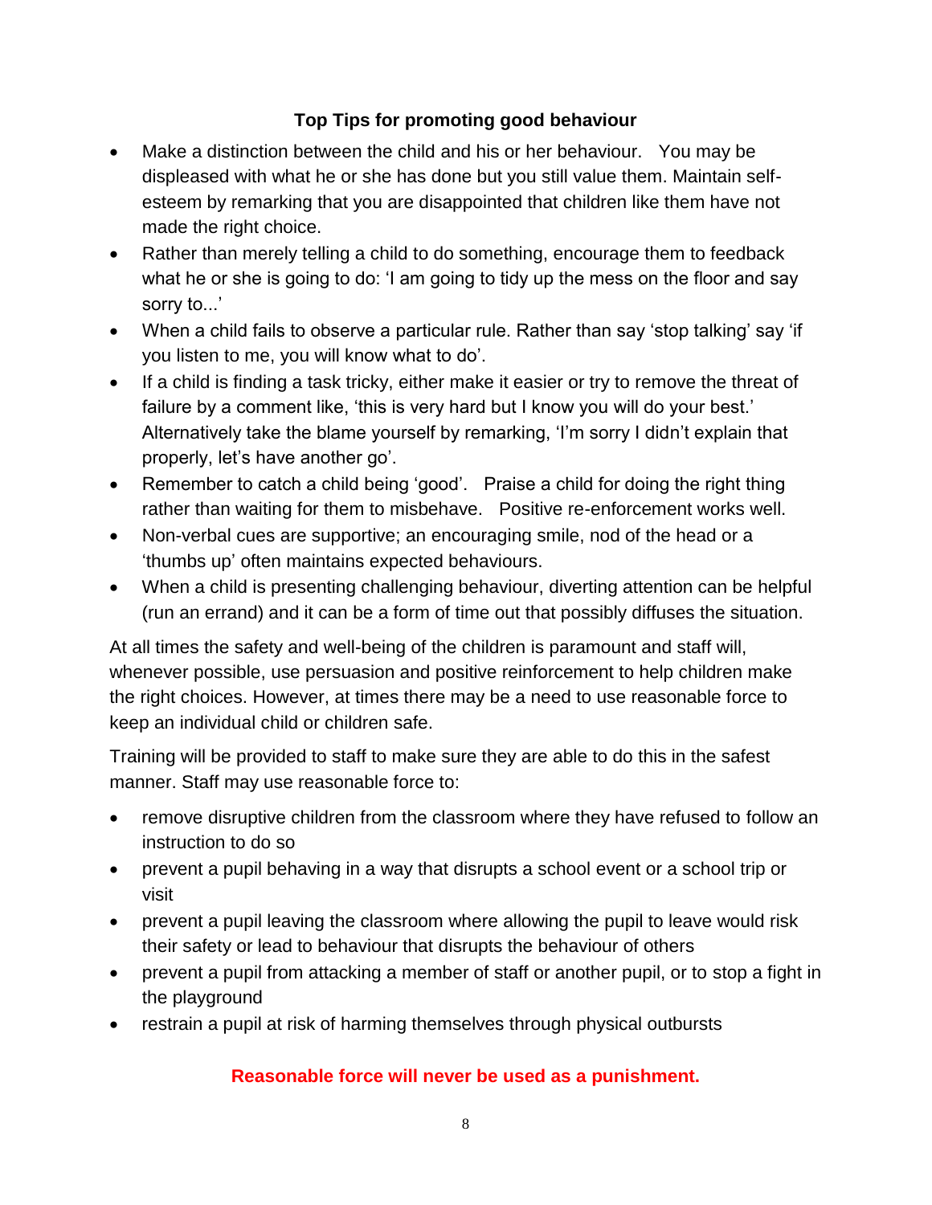### Top Tips for promoting good behaviour

- Make a distinction between the child and his or her behaviour. You may be displeased with what he or she has done but you still value them. Maintain self-esteem by remarking that you are disappointed that children like them have not made the right choice.
- Rather than merely telling a child to do something, encourage them to feedback what he or she is going to do: 'I am going to tidy up the mess on the floor and say sorry to...'
- When a child fails to observe a particular rule. Rather than say 'stop talking' say 'if you listen to me, you will know what to do'.
- If a child is finding a task tricky, either make it easier or try to remove the threat of failure by a comment like, 'this is very hard but I know you will do your best.' Alternatively take the blame yourself by remarking, 'I'm sorry I didn't explain that properly, let's have another go'.
- Remember to catch a child being 'good'. Praise a child for doing the right thing rather than waiting for them to misbehave. Positive re-enforcement works well.
- Non-verbal cues are supportive; an encouraging smile, nod of the head or a 'thumbs up' often maintains expected behaviours.
- When a child is presenting challenging behaviour, diverting attention can be helpful (run an errand) and it can be a form of time out that possibly diffuses the situation.

At all times the safety and well-being of the children is paramount and staff will, whenever possible, use persuasion and positive reinforcement to help children make the right choices. However, at times there may be a need to use reasonable force to keep an individual child or children safe.

Training will be provided to staff to make sure they are able to do this in the safest manner. Staff may use reasonable force to:

- remove disruptive children from the classroom where they have refused to follow an instruction to do so
- prevent a pupil behaving in a way that disrupts a school event or a school trip or visit
- prevent a pupil leaving the classroom where allowing the pupil to leave would risk their safety or lead to behaviour that disrupts the behaviour of others
- prevent a pupil from attacking a member of staff or another pupil, or to stop a fight in the playground
- restrain a pupil at risk of harming themselves through physical outbursts

**Reasonable force will never be used as a punishment.**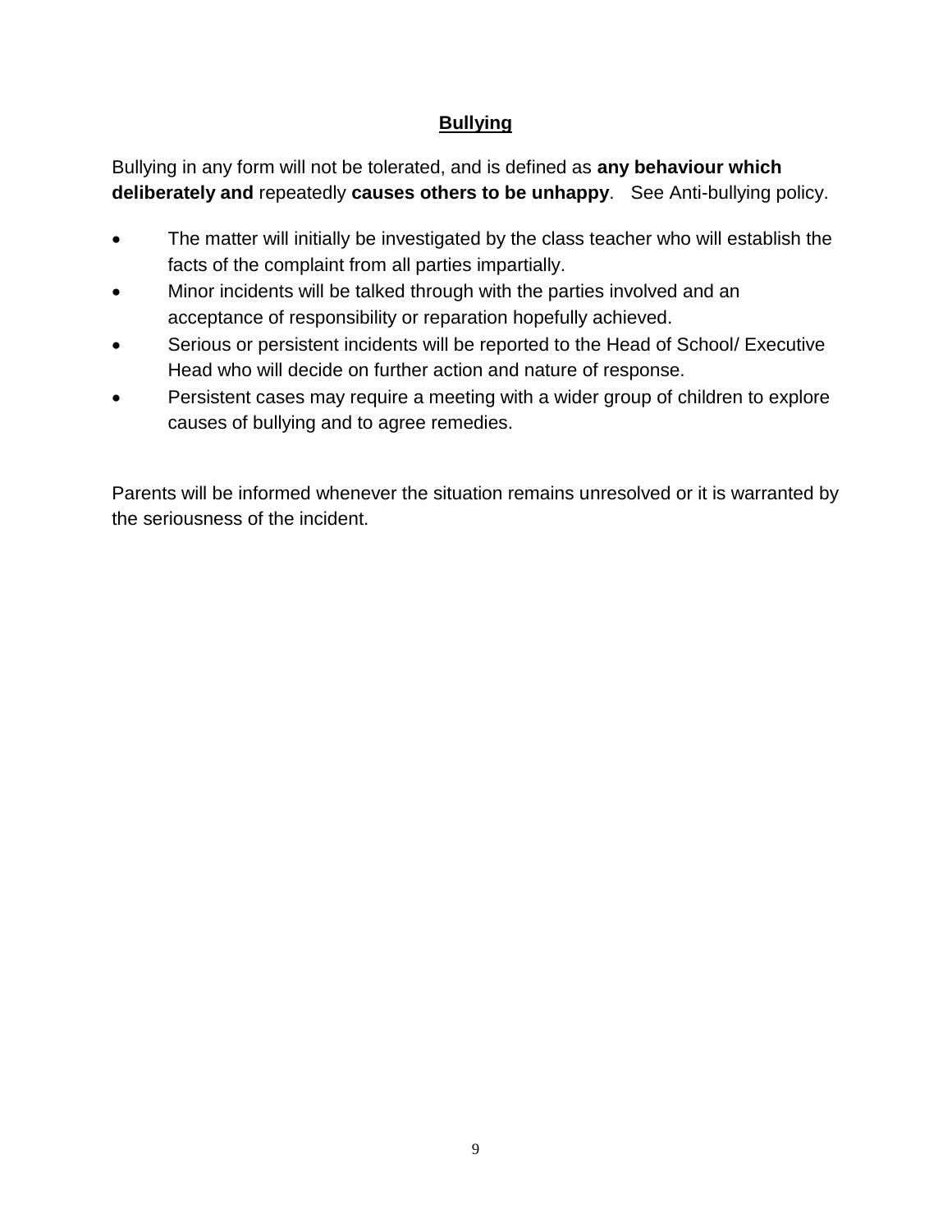## Bullying

Bullying in any form will not be tolerated, and is defined as **any behaviour which deliberately and** repeatedly **causes others to be unhappy**. See Anti-bullying policy.

- The matter will initially be investigated by the class teacher who will establish the facts of the complaint from all parties impartially.
- Minor incidents will be talked through with the parties involved and an acceptance of responsibility or reparation hopefully achieved.
- Serious or persistent incidents will be reported to the Head of School/ Executive Head who will decide on further action and nature of response.
- Persistent cases may require a meeting with a wider group of children to explore causes of bullying and to agree remedies.

Parents will be informed whenever the situation remains unresolved or it is warranted by the seriousness of the incident.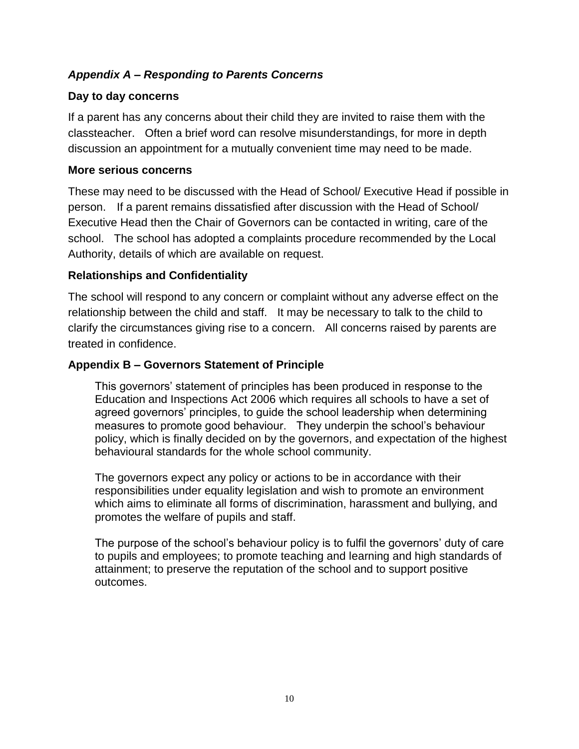## *Appendix A – Responding to Parents Concerns*

### Day to day concerns

If a parent has any concerns about their child they are invited to raise them with the classteacher. Often a brief word can resolve misunderstandings, for more in depth discussion an appointment for a mutually convenient time may need to be made.

### More serious concerns

These may need to be discussed with the Head of School/ Executive Head if possible in person. If a parent remains dissatisfied after discussion with the Head of School/ Executive Head then the Chair of Governors can be contacted in writing, care of the school. The school has adopted a complaints procedure recommended by the Local Authority, details of which are available on request.

### Relationships and Confidentiality

The school will respond to any concern or complaint without any adverse effect on the relationship between the child and staff. It may be necessary to talk to the child to clarify the circumstances giving rise to a concern. All concerns raised by parents are treated in confidence.

## Appendix B – Governors Statement of Principle

This governors' statement of principles has been produced in response to the Education and Inspections Act 2006 which requires all schools to have a set of agreed governors' principles, to guide the school leadership when determining measures to promote good behaviour. They underpin the school's behaviour policy, which is finally decided on by the governors, and expectation of the highest behavioural standards for the whole school community.

The governors expect any policy or actions to be in accordance with their responsibilities under equality legislation and wish to promote an environment which aims to eliminate all forms of discrimination, harassment and bullying, and promotes the welfare of pupils and staff.

The purpose of the school's behaviour policy is to fulfil the governors' duty of care to pupils and employees; to promote teaching and learning and high standards of attainment; to preserve the reputation of the school and to support positive outcomes.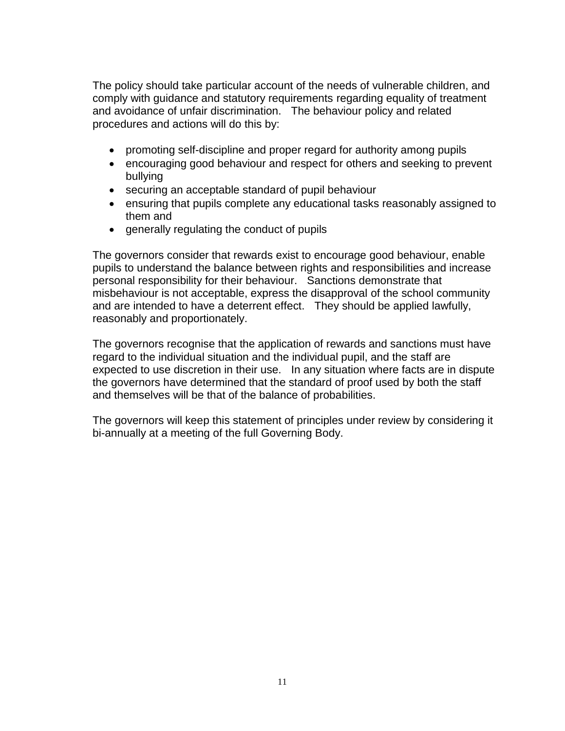The policy should take particular account of the needs of vulnerable children, and comply with guidance and statutory requirements regarding equality of treatment and avoidance of unfair discrimination. The behaviour policy and related procedures and actions will do this by:

- promoting self-discipline and proper regard for authority among pupils
- encouraging good behaviour and respect for others and seeking to prevent bullying
- securing an acceptable standard of pupil behaviour
- ensuring that pupils complete any educational tasks reasonably assigned to them and
- generally regulating the conduct of pupils

The governors consider that rewards exist to encourage good behaviour, enable pupils to understand the balance between rights and responsibilities and increase personal responsibility for their behaviour. Sanctions demonstrate that misbehaviour is not acceptable, express the disapproval of the school community and are intended to have a deterrent effect. They should be applied lawfully, reasonably and proportionately.

The governors recognise that the application of rewards and sanctions must have regard to the individual situation and the individual pupil, and the staff are expected to use discretion in their use. In any situation where facts are in dispute the governors have determined that the standard of proof used by both the staff and themselves will be that of the balance of probabilities.

The governors will keep this statement of principles under review by considering it bi-annually at a meeting of the full Governing Body.